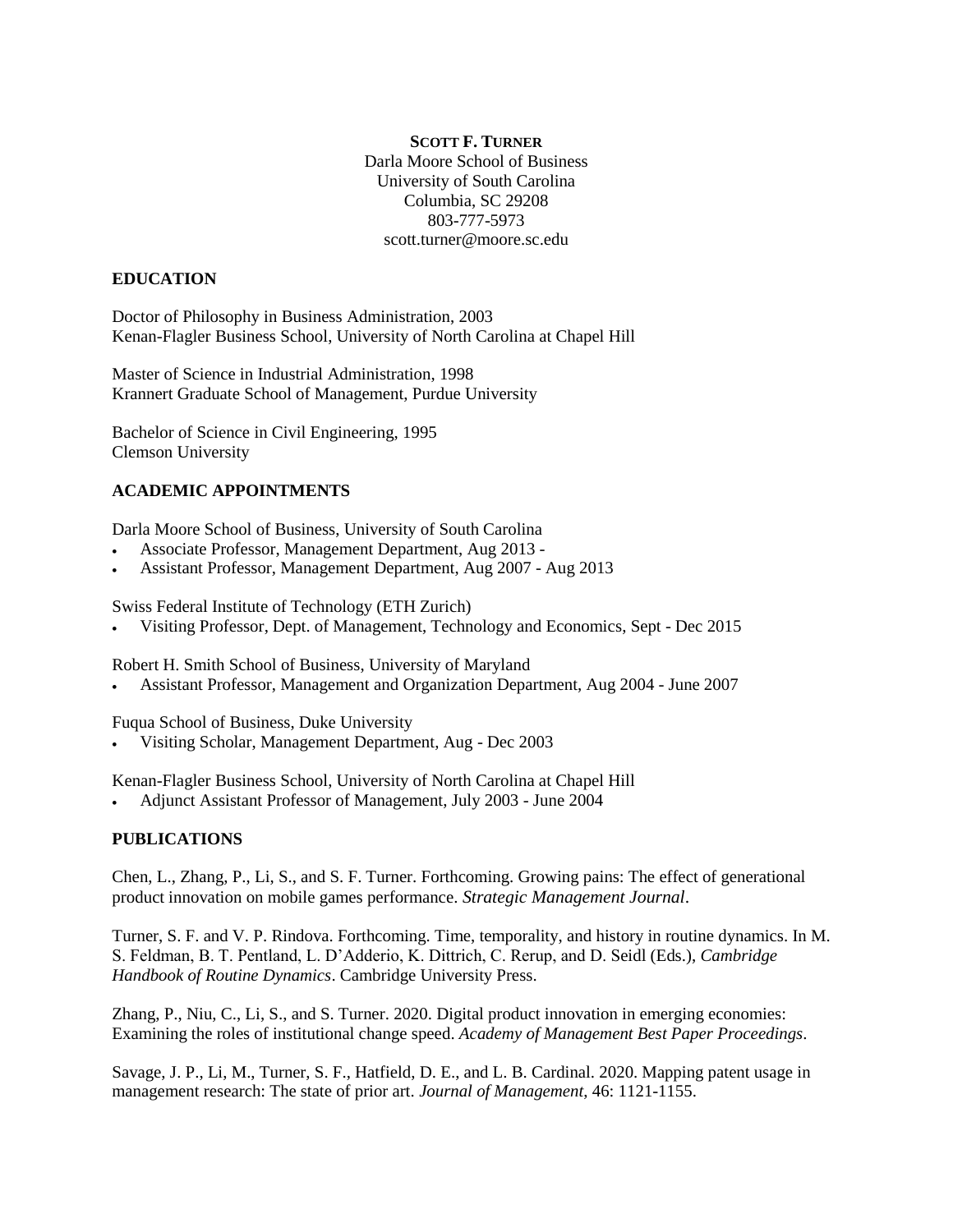**SCOTT F. TURNER**
Darla Moore School of Business
University of South Carolina
Columbia, SC 29208
803-777-5973
scott.turner@moore.sc.edu

## EDUCATION

Doctor of Philosophy in Business Administration, 2003
Kenan-Flagler Business School, University of North Carolina at Chapel Hill

Master of Science in Industrial Administration, 1998
Krannert Graduate School of Management, Purdue University

Bachelor of Science in Civil Engineering, 1995
Clemson University

## ACADEMIC APPOINTMENTS

Darla Moore School of Business, University of South Carolina

- Associate Professor, Management Department, Aug 2013 -
- Assistant Professor, Management Department, Aug 2007 - Aug 2013

Swiss Federal Institute of Technology (ETH Zurich)

- Visiting Professor, Dept. of Management, Technology and Economics, Sept - Dec 2015

Robert H. Smith School of Business, University of Maryland

- Assistant Professor, Management and Organization Department, Aug 2004 - June 2007

Fuqua School of Business, Duke University

- Visiting Scholar, Management Department, Aug - Dec 2003

Kenan-Flagler Business School, University of North Carolina at Chapel Hill

- Adjunct Assistant Professor of Management, July 2003 - June 2004

## PUBLICATIONS

Chen, L., Zhang, P., Li, S., and S. F. Turner. Forthcoming. Growing pains: The effect of generational product innovation on mobile games performance. *Strategic Management Journal*.

Turner, S. F. and V. P. Rindova. Forthcoming. Time, temporality, and history in routine dynamics. In M. S. Feldman, B. T. Pentland, L. D'Adderio, K. Dittrich, C. Rerup, and D. Seidl (Eds.), *Cambridge Handbook of Routine Dynamics*. Cambridge University Press.

Zhang, P., Niu, C., Li, S., and S. Turner. 2020. Digital product innovation in emerging economies: Examining the roles of institutional change speed. *Academy of Management Best Paper Proceedings*.

Savage, J. P., Li, M., Turner, S. F., Hatfield, D. E., and L. B. Cardinal. 2020. Mapping patent usage in management research: The state of prior art. *Journal of Management*, 46: 1121-1155.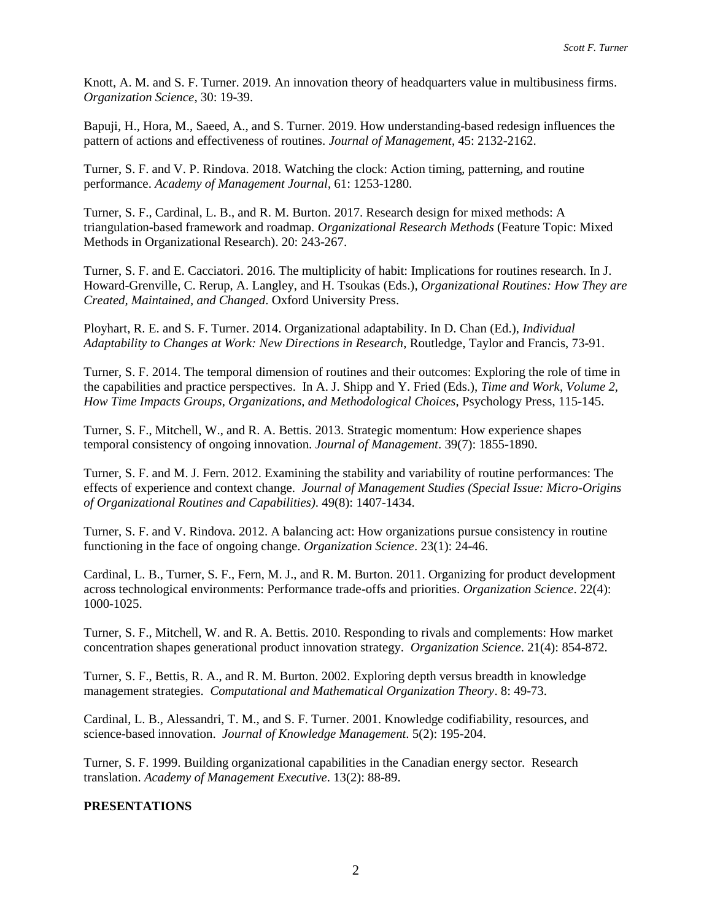Knott, A. M. and S. F. Turner. 2019. An innovation theory of headquarters value in multibusiness firms. *Organization Science*, 30: 19-39.

Bapuji, H., Hora, M., Saeed, A., and S. Turner. 2019. How understanding-based redesign influences the pattern of actions and effectiveness of routines. *Journal of Management*, 45: 2132-2162.

Turner, S. F. and V. P. Rindova. 2018. Watching the clock: Action timing, patterning, and routine performance. *Academy of Management Journal*, 61: 1253-1280.

Turner, S. F., Cardinal, L. B., and R. M. Burton. 2017. Research design for mixed methods: A triangulation-based framework and roadmap. *Organizational Research Methods* (Feature Topic: Mixed Methods in Organizational Research). 20: 243-267.

Turner, S. F. and E. Cacciatori. 2016. The multiplicity of habit: Implications for routines research. In J. Howard-Grenville, C. Rerup, A. Langley, and H. Tsoukas (Eds.), *Organizational Routines: How They are Created, Maintained, and Changed*. Oxford University Press.

Ployhart, R. E. and S. F. Turner. 2014. Organizational adaptability. In D. Chan (Ed.), *Individual Adaptability to Changes at Work: New Directions in Research*, Routledge, Taylor and Francis, 73-91.

Turner, S. F. 2014. The temporal dimension of routines and their outcomes: Exploring the role of time in the capabilities and practice perspectives. In A. J. Shipp and Y. Fried (Eds.), *Time and Work, Volume 2, How Time Impacts Groups, Organizations, and Methodological Choices*, Psychology Press, 115-145.

Turner, S. F., Mitchell, W., and R. A. Bettis. 2013. Strategic momentum: How experience shapes temporal consistency of ongoing innovation. *Journal of Management*. 39(7): 1855-1890.

Turner, S. F. and M. J. Fern. 2012. Examining the stability and variability of routine performances: The effects of experience and context change. *Journal of Management Studies (Special Issue: Micro-Origins of Organizational Routines and Capabilities)*. 49(8): 1407-1434.

Turner, S. F. and V. Rindova. 2012. A balancing act: How organizations pursue consistency in routine functioning in the face of ongoing change. *Organization Science*. 23(1): 24-46.

Cardinal, L. B., Turner, S. F., Fern, M. J., and R. M. Burton. 2011. Organizing for product development across technological environments: Performance trade-offs and priorities. *Organization Science*. 22(4): 1000-1025.

Turner, S. F., Mitchell, W. and R. A. Bettis. 2010. Responding to rivals and complements: How market concentration shapes generational product innovation strategy. *Organization Science*. 21(4): 854-872.

Turner, S. F., Bettis, R. A., and R. M. Burton. 2002. Exploring depth versus breadth in knowledge management strategies. *Computational and Mathematical Organization Theory*. 8: 49-73.

Cardinal, L. B., Alessandri, T. M., and S. F. Turner. 2001. Knowledge codifiability, resources, and science-based innovation. *Journal of Knowledge Management*. 5(2): 195-204.

Turner, S. F. 1999. Building organizational capabilities in the Canadian energy sector. Research translation. *Academy of Management Executive*. 13(2): 88-89.

**PRESENTATIONS**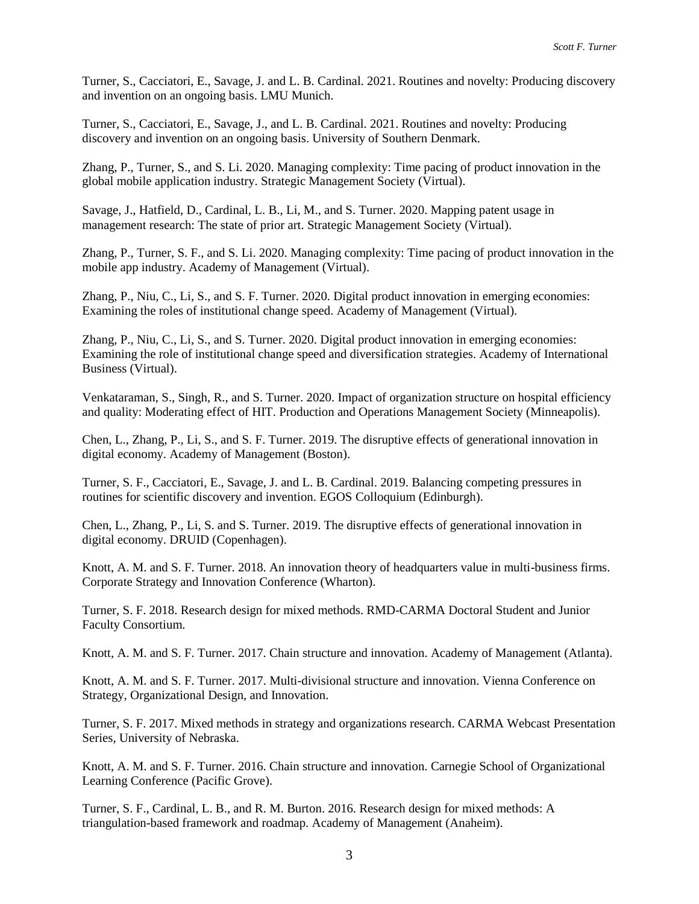Turner, S., Cacciatori, E., Savage, J. and L. B. Cardinal. 2021. Routines and novelty: Producing discovery and invention on an ongoing basis. LMU Munich.

Turner, S., Cacciatori, E., Savage, J., and L. B. Cardinal. 2021. Routines and novelty: Producing discovery and invention on an ongoing basis. University of Southern Denmark.

Zhang, P., Turner, S., and S. Li. 2020. Managing complexity: Time pacing of product innovation in the global mobile application industry. Strategic Management Society (Virtual).

Savage, J., Hatfield, D., Cardinal, L. B., Li, M., and S. Turner. 2020. Mapping patent usage in management research: The state of prior art. Strategic Management Society (Virtual).

Zhang, P., Turner, S. F., and S. Li. 2020. Managing complexity: Time pacing of product innovation in the mobile app industry. Academy of Management (Virtual).

Zhang, P., Niu, C., Li, S., and S. F. Turner. 2020. Digital product innovation in emerging economies: Examining the roles of institutional change speed. Academy of Management (Virtual).

Zhang, P., Niu, C., Li, S., and S. Turner. 2020. Digital product innovation in emerging economies: Examining the role of institutional change speed and diversification strategies. Academy of International Business (Virtual).

Venkataraman, S., Singh, R., and S. Turner. 2020. Impact of organization structure on hospital efficiency and quality: Moderating effect of HIT. Production and Operations Management Society (Minneapolis).

Chen, L., Zhang, P., Li, S., and S. F. Turner. 2019. The disruptive effects of generational innovation in digital economy. Academy of Management (Boston).

Turner, S. F., Cacciatori, E., Savage, J. and L. B. Cardinal. 2019. Balancing competing pressures in routines for scientific discovery and invention. EGOS Colloquium (Edinburgh).

Chen, L., Zhang, P., Li, S. and S. Turner. 2019. The disruptive effects of generational innovation in digital economy. DRUID (Copenhagen).

Knott, A. M. and S. F. Turner. 2018. An innovation theory of headquarters value in multi-business firms. Corporate Strategy and Innovation Conference (Wharton).

Turner, S. F. 2018. Research design for mixed methods. RMD-CARMA Doctoral Student and Junior Faculty Consortium.

Knott, A. M. and S. F. Turner. 2017. Chain structure and innovation. Academy of Management (Atlanta).

Knott, A. M. and S. F. Turner. 2017. Multi-divisional structure and innovation. Vienna Conference on Strategy, Organizational Design, and Innovation.

Turner, S. F. 2017. Mixed methods in strategy and organizations research. CARMA Webcast Presentation Series, University of Nebraska.

Knott, A. M. and S. F. Turner. 2016. Chain structure and innovation. Carnegie School of Organizational Learning Conference (Pacific Grove).

Turner, S. F., Cardinal, L. B., and R. M. Burton. 2016. Research design for mixed methods: A triangulation-based framework and roadmap. Academy of Management (Anaheim).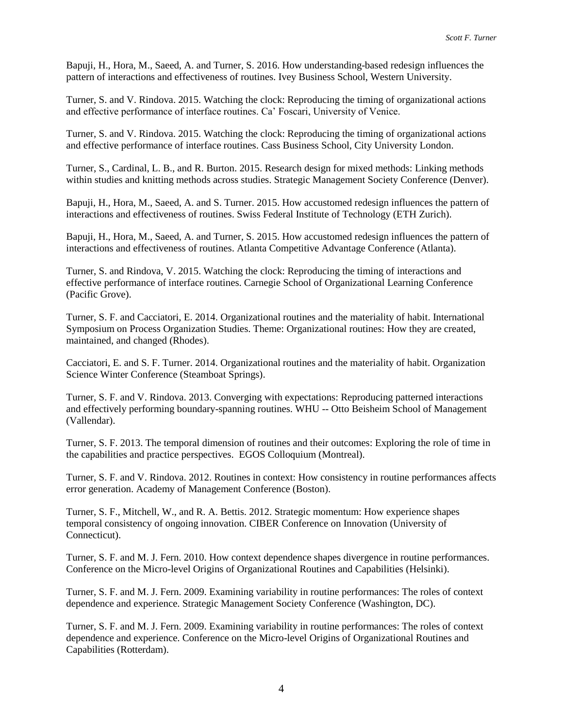Bapuji, H., Hora, M., Saeed, A. and Turner, S. 2016. How understanding-based redesign influences the pattern of interactions and effectiveness of routines. Ivey Business School, Western University.

Turner, S. and V. Rindova. 2015. Watching the clock: Reproducing the timing of organizational actions and effective performance of interface routines. Ca' Foscari, University of Venice.

Turner, S. and V. Rindova. 2015. Watching the clock: Reproducing the timing of organizational actions and effective performance of interface routines. Cass Business School, City University London.

Turner, S., Cardinal, L. B., and R. Burton. 2015. Research design for mixed methods: Linking methods within studies and knitting methods across studies. Strategic Management Society Conference (Denver).

Bapuji, H., Hora, M., Saeed, A. and S. Turner. 2015. How accustomed redesign influences the pattern of interactions and effectiveness of routines. Swiss Federal Institute of Technology (ETH Zurich).

Bapuji, H., Hora, M., Saeed, A. and Turner, S. 2015. How accustomed redesign influences the pattern of interactions and effectiveness of routines. Atlanta Competitive Advantage Conference (Atlanta).

Turner, S. and Rindova, V. 2015. Watching the clock: Reproducing the timing of interactions and effective performance of interface routines. Carnegie School of Organizational Learning Conference (Pacific Grove).

Turner, S. F. and Cacciatori, E. 2014. Organizational routines and the materiality of habit. International Symposium on Process Organization Studies. Theme: Organizational routines: How they are created, maintained, and changed (Rhodes).

Cacciatori, E. and S. F. Turner. 2014. Organizational routines and the materiality of habit. Organization Science Winter Conference (Steamboat Springs).

Turner, S. F. and V. Rindova. 2013. Converging with expectations: Reproducing patterned interactions and effectively performing boundary-spanning routines. WHU -- Otto Beisheim School of Management (Vallendar).

Turner, S. F. 2013. The temporal dimension of routines and their outcomes: Exploring the role of time in the capabilities and practice perspectives. EGOS Colloquium (Montreal).

Turner, S. F. and V. Rindova. 2012. Routines in context: How consistency in routine performances affects error generation. Academy of Management Conference (Boston).

Turner, S. F., Mitchell, W., and R. A. Bettis. 2012. Strategic momentum: How experience shapes temporal consistency of ongoing innovation. CIBER Conference on Innovation (University of Connecticut).

Turner, S. F. and M. J. Fern. 2010. How context dependence shapes divergence in routine performances. Conference on the Micro-level Origins of Organizational Routines and Capabilities (Helsinki).

Turner, S. F. and M. J. Fern. 2009. Examining variability in routine performances: The roles of context dependence and experience. Strategic Management Society Conference (Washington, DC).

Turner, S. F. and M. J. Fern. 2009. Examining variability in routine performances: The roles of context dependence and experience. Conference on the Micro-level Origins of Organizational Routines and Capabilities (Rotterdam).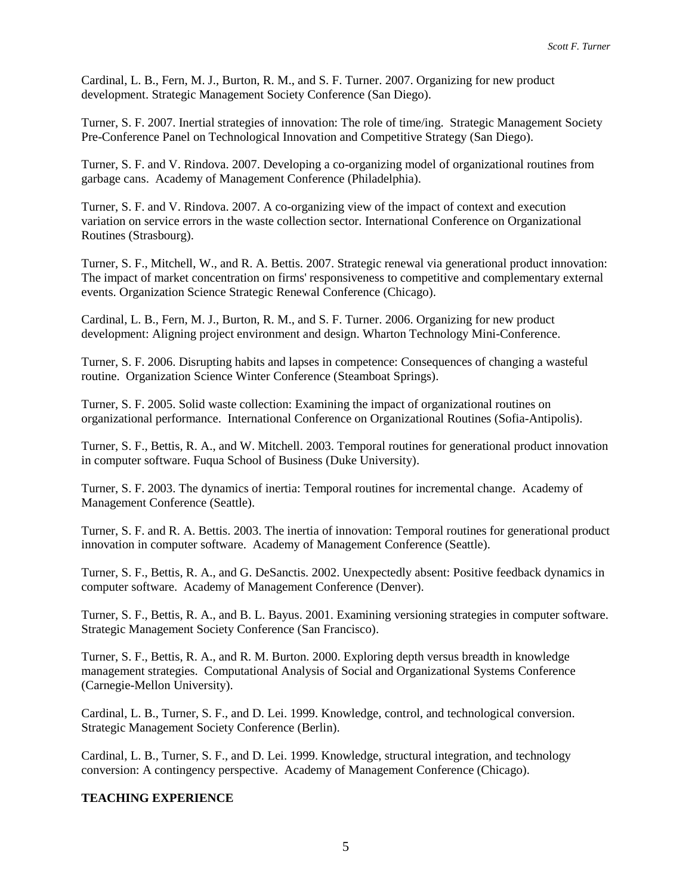Cardinal, L. B., Fern, M. J., Burton, R. M., and S. F. Turner. 2007. Organizing for new product development. Strategic Management Society Conference (San Diego).

Turner, S. F. 2007. Inertial strategies of innovation: The role of time/ing. Strategic Management Society Pre-Conference Panel on Technological Innovation and Competitive Strategy (San Diego).

Turner, S. F. and V. Rindova. 2007. Developing a co-organizing model of organizational routines from garbage cans. Academy of Management Conference (Philadelphia).

Turner, S. F. and V. Rindova. 2007. A co-organizing view of the impact of context and execution variation on service errors in the waste collection sector. International Conference on Organizational Routines (Strasbourg).

Turner, S. F., Mitchell, W., and R. A. Bettis. 2007. Strategic renewal via generational product innovation: The impact of market concentration on firms' responsiveness to competitive and complementary external events. Organization Science Strategic Renewal Conference (Chicago).

Cardinal, L. B., Fern, M. J., Burton, R. M., and S. F. Turner. 2006. Organizing for new product development: Aligning project environment and design. Wharton Technology Mini-Conference.

Turner, S. F. 2006. Disrupting habits and lapses in competence: Consequences of changing a wasteful routine. Organization Science Winter Conference (Steamboat Springs).

Turner, S. F. 2005. Solid waste collection: Examining the impact of organizational routines on organizational performance. International Conference on Organizational Routines (Sofia-Antipolis).

Turner, S. F., Bettis, R. A., and W. Mitchell. 2003. Temporal routines for generational product innovation in computer software. Fuqua School of Business (Duke University).

Turner, S. F. 2003. The dynamics of inertia: Temporal routines for incremental change. Academy of Management Conference (Seattle).

Turner, S. F. and R. A. Bettis. 2003. The inertia of innovation: Temporal routines for generational product innovation in computer software. Academy of Management Conference (Seattle).

Turner, S. F., Bettis, R. A., and G. DeSanctis. 2002. Unexpectedly absent: Positive feedback dynamics in computer software. Academy of Management Conference (Denver).

Turner, S. F., Bettis, R. A., and B. L. Bayus. 2001. Examining versioning strategies in computer software. Strategic Management Society Conference (San Francisco).

Turner, S. F., Bettis, R. A., and R. M. Burton. 2000. Exploring depth versus breadth in knowledge management strategies. Computational Analysis of Social and Organizational Systems Conference (Carnegie-Mellon University).

Cardinal, L. B., Turner, S. F., and D. Lei. 1999. Knowledge, control, and technological conversion. Strategic Management Society Conference (Berlin).

Cardinal, L. B., Turner, S. F., and D. Lei. 1999. Knowledge, structural integration, and technology conversion: A contingency perspective. Academy of Management Conference (Chicago).

**TEACHING EXPERIENCE**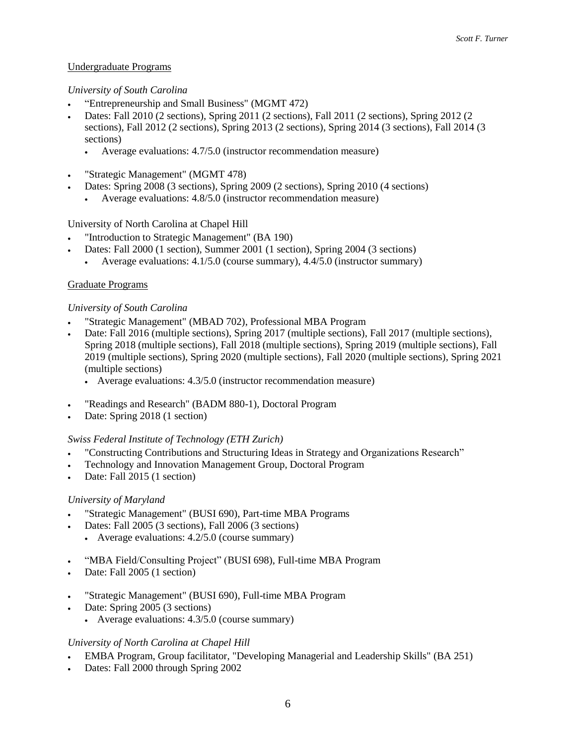Undergraduate Programs

*University of South Carolina*

- "Entrepreneurship and Small Business" (MGMT 472)
- Dates: Fall 2010 (2 sections), Spring 2011 (2 sections), Fall 2011 (2 sections), Spring 2012 (2 sections), Fall 2012 (2 sections), Spring 2013 (2 sections), Spring 2014 (3 sections), Fall 2014 (3 sections)
  - Average evaluations: 4.7/5.0 (instructor recommendation measure)

- "Strategic Management" (MGMT 478)
- Dates: Spring 2008 (3 sections), Spring 2009 (2 sections), Spring 2010 (4 sections)
  - Average evaluations: 4.8/5.0 (instructor recommendation measure)

University of North Carolina at Chapel Hill

- "Introduction to Strategic Management" (BA 190)
- Dates: Fall 2000 (1 section), Summer 2001 (1 section), Spring 2004 (3 sections)
  - Average evaluations: 4.1/5.0 (course summary), 4.4/5.0 (instructor summary)

Graduate Programs

*University of South Carolina*

- "Strategic Management" (MBAD 702), Professional MBA Program
- Date: Fall 2016 (multiple sections), Spring 2017 (multiple sections), Fall 2017 (multiple sections), Spring 2018 (multiple sections), Fall 2018 (multiple sections), Spring 2019 (multiple sections), Fall 2019 (multiple sections), Spring 2020 (multiple sections), Fall 2020 (multiple sections), Spring 2021 (multiple sections)
  - Average evaluations: 4.3/5.0 (instructor recommendation measure)

- "Readings and Research" (BADM 880-1), Doctoral Program
- Date: Spring 2018 (1 section)

*Swiss Federal Institute of Technology (ETH Zurich)*

- "Constructing Contributions and Structuring Ideas in Strategy and Organizations Research"
- Technology and Innovation Management Group, Doctoral Program
- Date: Fall 2015 (1 section)

*University of Maryland*

- "Strategic Management" (BUSI 690), Part-time MBA Programs
- Dates: Fall 2005 (3 sections), Fall 2006 (3 sections)
  - Average evaluations: 4.2/5.0 (course summary)

- "MBA Field/Consulting Project" (BUSI 698), Full-time MBA Program
- Date: Fall 2005 (1 section)

- "Strategic Management" (BUSI 690), Full-time MBA Program
- Date: Spring 2005 (3 sections)
  - Average evaluations: 4.3/5.0 (course summary)

*University of North Carolina at Chapel Hill*

- EMBA Program, Group facilitator, "Developing Managerial and Leadership Skills" (BA 251)
- Dates: Fall 2000 through Spring 2002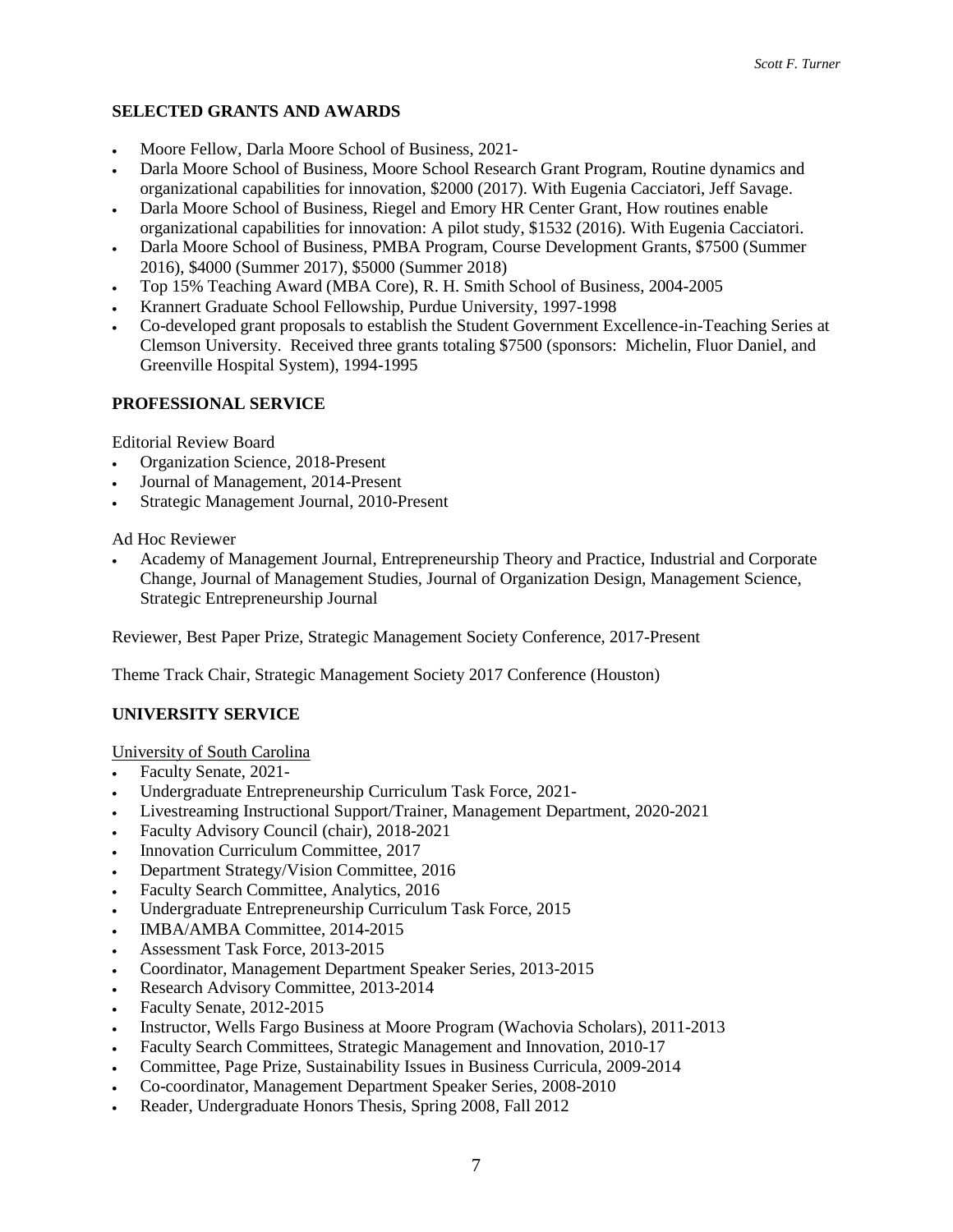## SELECTED GRANTS AND AWARDS

- Moore Fellow, Darla Moore School of Business, 2021-
- Darla Moore School of Business, Moore School Research Grant Program, Routine dynamics and organizational capabilities for innovation, $2000 (2017). With Eugenia Cacciatori, Jeff Savage.
- Darla Moore School of Business, Riegel and Emory HR Center Grant, How routines enable organizational capabilities for innovation: A pilot study, $1532 (2016). With Eugenia Cacciatori.
- Darla Moore School of Business, PMBA Program, Course Development Grants, $7500 (Summer 2016), $4000 (Summer 2017), $5000 (Summer 2018)
- Top 15% Teaching Award (MBA Core), R. H. Smith School of Business, 2004-2005
- Krannert Graduate School Fellowship, Purdue University, 1997-1998
- Co-developed grant proposals to establish the Student Government Excellence-in-Teaching Series at Clemson University. Received three grants totaling $7500 (sponsors: Michelin, Fluor Daniel, and Greenville Hospital System), 1994-1995

## PROFESSIONAL SERVICE

Editorial Review Board

- Organization Science, 2018-Present
- Journal of Management, 2014-Present
- Strategic Management Journal, 2010-Present

Ad Hoc Reviewer

- Academy of Management Journal, Entrepreneurship Theory and Practice, Industrial and Corporate Change, Journal of Management Studies, Journal of Organization Design, Management Science, Strategic Entrepreneurship Journal

Reviewer, Best Paper Prize, Strategic Management Society Conference, 2017-Present

Theme Track Chair, Strategic Management Society 2017 Conference (Houston)

## UNIVERSITY SERVICE

University of South Carolina

- Faculty Senate, 2021-
- Undergraduate Entrepreneurship Curriculum Task Force, 2021-
- Livestreaming Instructional Support/Trainer, Management Department, 2020-2021
- Faculty Advisory Council (chair), 2018-2021
- Innovation Curriculum Committee, 2017
- Department Strategy/Vision Committee, 2016
- Faculty Search Committee, Analytics, 2016
- Undergraduate Entrepreneurship Curriculum Task Force, 2015
- IMBA/AMBA Committee, 2014-2015
- Assessment Task Force, 2013-2015
- Coordinator, Management Department Speaker Series, 2013-2015
- Research Advisory Committee, 2013-2014
- Faculty Senate, 2012-2015
- Instructor, Wells Fargo Business at Moore Program (Wachovia Scholars), 2011-2013
- Faculty Search Committees, Strategic Management and Innovation, 2010-17
- Committee, Page Prize, Sustainability Issues in Business Curricula, 2009-2014
- Co-coordinator, Management Department Speaker Series, 2008-2010
- Reader, Undergraduate Honors Thesis, Spring 2008, Fall 2012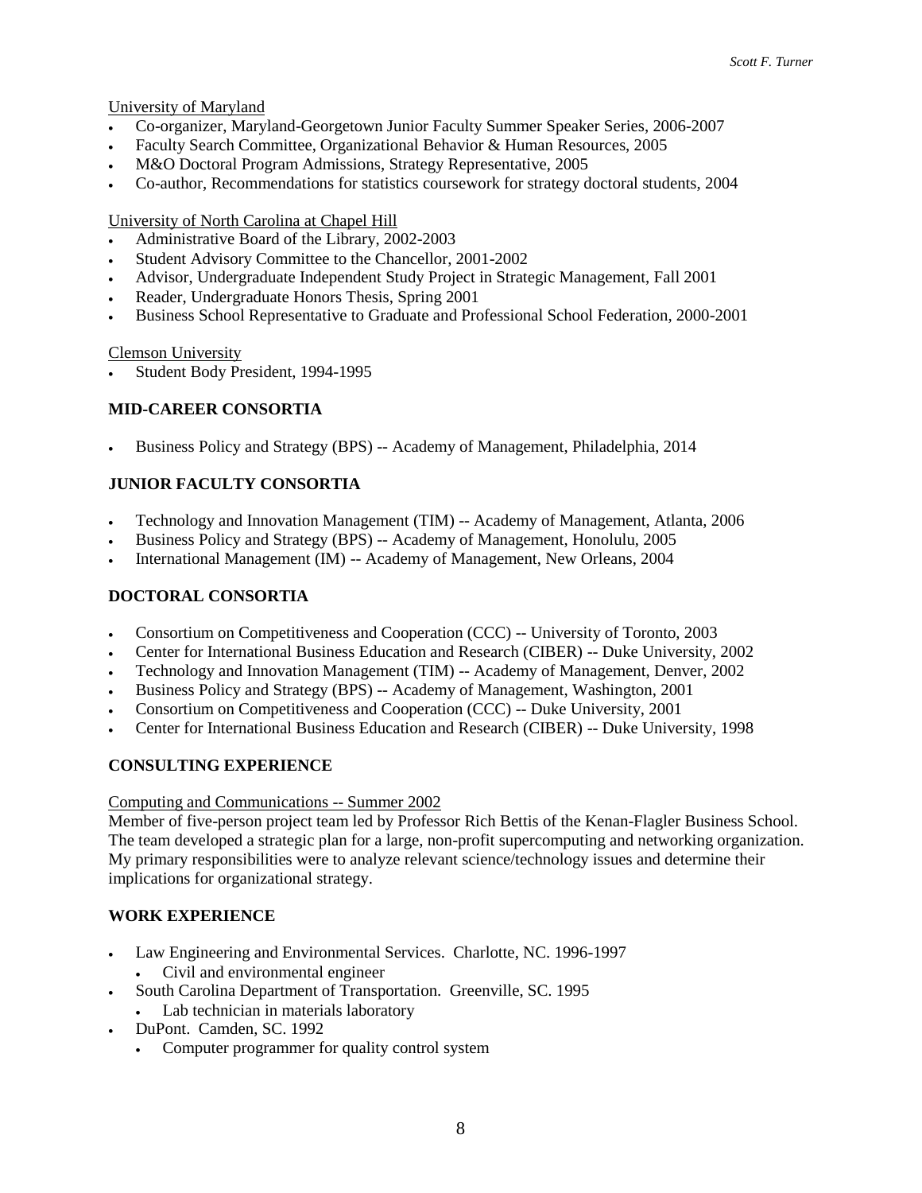University of Maryland

- Co-organizer, Maryland-Georgetown Junior Faculty Summer Speaker Series, 2006-2007
- Faculty Search Committee, Organizational Behavior & Human Resources, 2005
- M&O Doctoral Program Admissions, Strategy Representative, 2005
- Co-author, Recommendations for statistics coursework for strategy doctoral students, 2004

University of North Carolina at Chapel Hill

- Administrative Board of the Library, 2002-2003
- Student Advisory Committee to the Chancellor, 2001-2002
- Advisor, Undergraduate Independent Study Project in Strategic Management, Fall 2001
- Reader, Undergraduate Honors Thesis, Spring 2001
- Business School Representative to Graduate and Professional School Federation, 2000-2001

Clemson University

- Student Body President, 1994-1995

## MID-CAREER CONSORTIA

- Business Policy and Strategy (BPS) -- Academy of Management, Philadelphia, 2014

## JUNIOR FACULTY CONSORTIA

- Technology and Innovation Management (TIM) -- Academy of Management, Atlanta, 2006
- Business Policy and Strategy (BPS) -- Academy of Management, Honolulu, 2005
- International Management (IM) -- Academy of Management, New Orleans, 2004

## DOCTORAL CONSORTIA

- Consortium on Competitiveness and Cooperation (CCC) -- University of Toronto, 2003
- Center for International Business Education and Research (CIBER) -- Duke University, 2002
- Technology and Innovation Management (TIM) -- Academy of Management, Denver, 2002
- Business Policy and Strategy (BPS) -- Academy of Management, Washington, 2001
- Consortium on Competitiveness and Cooperation (CCC) -- Duke University, 2001
- Center for International Business Education and Research (CIBER) -- Duke University, 1998

## CONSULTING EXPERIENCE

Computing and Communications -- Summer 2002

Member of five-person project team led by Professor Rich Bettis of the Kenan-Flagler Business School. The team developed a strategic plan for a large, non-profit supercomputing and networking organization. My primary responsibilities were to analyze relevant science/technology issues and determine their implications for organizational strategy.

## WORK EXPERIENCE

- Law Engineering and Environmental Services. Charlotte, NC. 1996-1997
  - Civil and environmental engineer
- South Carolina Department of Transportation. Greenville, SC. 1995
  - Lab technician in materials laboratory
- DuPont. Camden, SC. 1992
  - Computer programmer for quality control system